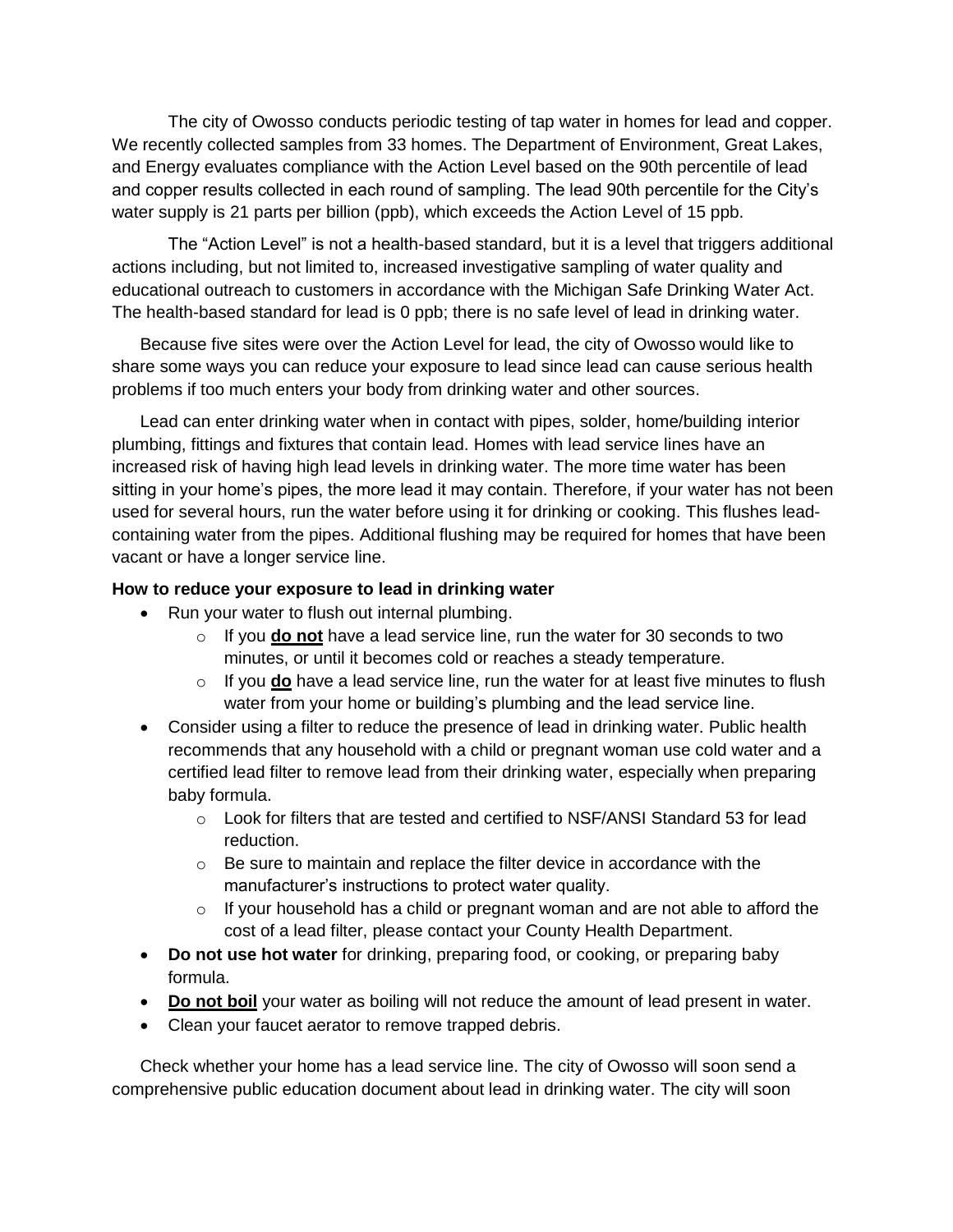The city of Owosso conducts periodic testing of tap water in homes for lead and copper. We recently collected samples from 33 homes. The Department of Environment, Great Lakes, and Energy evaluates compliance with the Action Level based on the 90th percentile of lead and copper results collected in each round of sampling. The lead 90th percentile for the City's water supply is 21 parts per billion (ppb), which exceeds the Action Level of 15 ppb.

The "Action Level" is not a health-based standard, but it is a level that triggers additional actions including, but not limited to, increased investigative sampling of water quality and educational outreach to customers in accordance with the Michigan Safe Drinking Water Act. The health-based standard for lead is 0 ppb; there is no safe level of lead in drinking water.

Because five sites were over the Action Level for lead, the city of Owosso would like to share some ways you can reduce your exposure to lead since lead can cause serious health problems if too much enters your body from drinking water and other sources.

Lead can enter drinking water when in contact with pipes, solder, home/building interior plumbing, fittings and fixtures that contain lead. Homes with lead service lines have an increased risk of having high lead levels in drinking water. The more time water has been sitting in your home's pipes, the more lead it may contain. Therefore, if your water has not been used for several hours, run the water before using it for drinking or cooking. This flushes lead-containing water from the pipes. Additional flushing may be required for homes that have been vacant or have a longer service line.

**How to reduce your exposure to lead in drinking water**

- Run your water to flush out internal plumbing.
  - If you **do not** have a lead service line, run the water for 30 seconds to two minutes, or until it becomes cold or reaches a steady temperature.
  - If you **do** have a lead service line, run the water for at least five minutes to flush water from your home or building's plumbing and the lead service line.
- Consider using a filter to reduce the presence of lead in drinking water. Public health recommends that any household with a child or pregnant woman use cold water and a certified lead filter to remove lead from their drinking water, especially when preparing baby formula.
  - Look for filters that are tested and certified to NSF/ANSI Standard 53 for lead reduction.
  - Be sure to maintain and replace the filter device in accordance with the manufacturer's instructions to protect water quality.
  - If your household has a child or pregnant woman and are not able to afford the cost of a lead filter, please contact your County Health Department.
- **Do not use hot water** for drinking, preparing food, or cooking, or preparing baby formula.
- **Do not boil** your water as boiling will not reduce the amount of lead present in water.
- Clean your faucet aerator to remove trapped debris.

Check whether your home has a lead service line. The city of Owosso will soon send a comprehensive public education document about lead in drinking water. The city will soon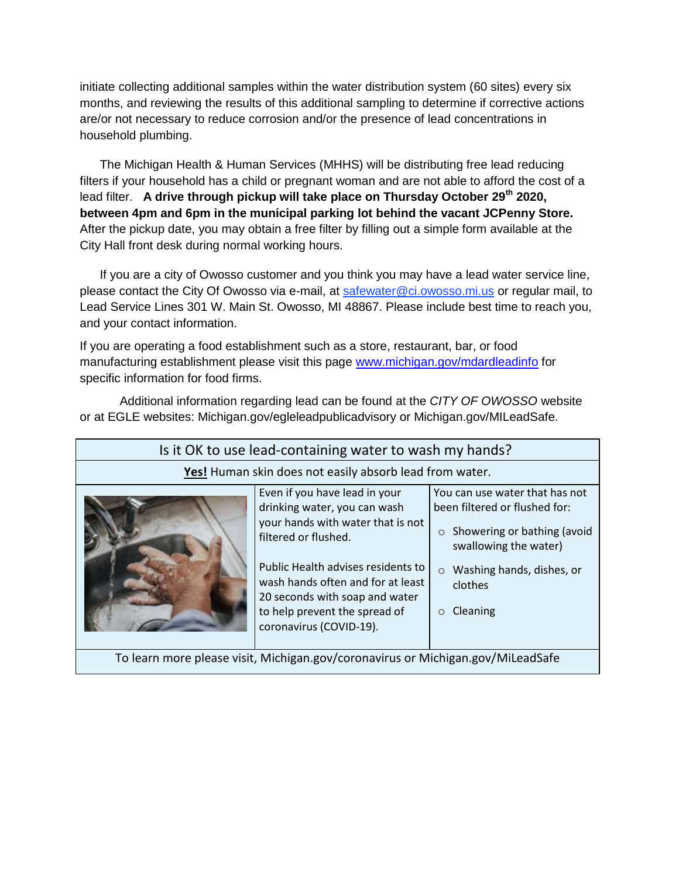initiate collecting additional samples within the water distribution system (60 sites) every six months, and reviewing the results of this additional sampling to determine if corrective actions are/or not necessary to reduce corrosion and/or the presence of lead concentrations in household plumbing.

The Michigan Health & Human Services (MHHS) will be distributing free lead reducing filters if your household has a child or pregnant woman and are not able to afford the cost of a lead filter. **A drive through pickup will take place on Thursday October 29th 2020, between 4pm and 6pm in the municipal parking lot behind the vacant JCPenny Store.** After the pickup date, you may obtain a free filter by filling out a simple form available at the City Hall front desk during normal working hours.

If you are a city of Owosso customer and you think you may have a lead water service line, please contact the City Of Owosso via e-mail, at safewater@ci.owosso.mi.us or regular mail, to Lead Service Lines 301 W. Main St. Owosso, MI 48867. Please include best time to reach you, and your contact information.

If you are operating a food establishment such as a store, restaurant, bar, or food manufacturing establishment please visit this page www.michigan.gov/mdardleadinfo for specific information for food firms.

Additional information regarding lead can be found at the *CITY OF OWOSSO* website or at EGLE websites: Michigan.gov/egleleadpublicadvisory or Michigan.gov/MILeadSafe.

| | | |
|---|---|---|
| Is it OK to use lead-containing water to wash my hands? | | |
| **Yes!** Human skin does not easily absorb lead from water. | | |
| | Even if you have lead in your drinking water, you can wash your hands with water that is not filtered or flushed.<br><br>Public Health advises residents to wash hands often and for at least 20 seconds with soap and water to help prevent the spread of coronavirus (COVID-19). | You can use water that has not been filtered or flushed for:<br>○ Showering or bathing (avoid swallowing the water)<br>○ Washing hands, dishes, or clothes<br>○ Cleaning |
| To learn more please visit, Michigan.gov/coronavirus or Michigan.gov/MiLeadSafe | | |